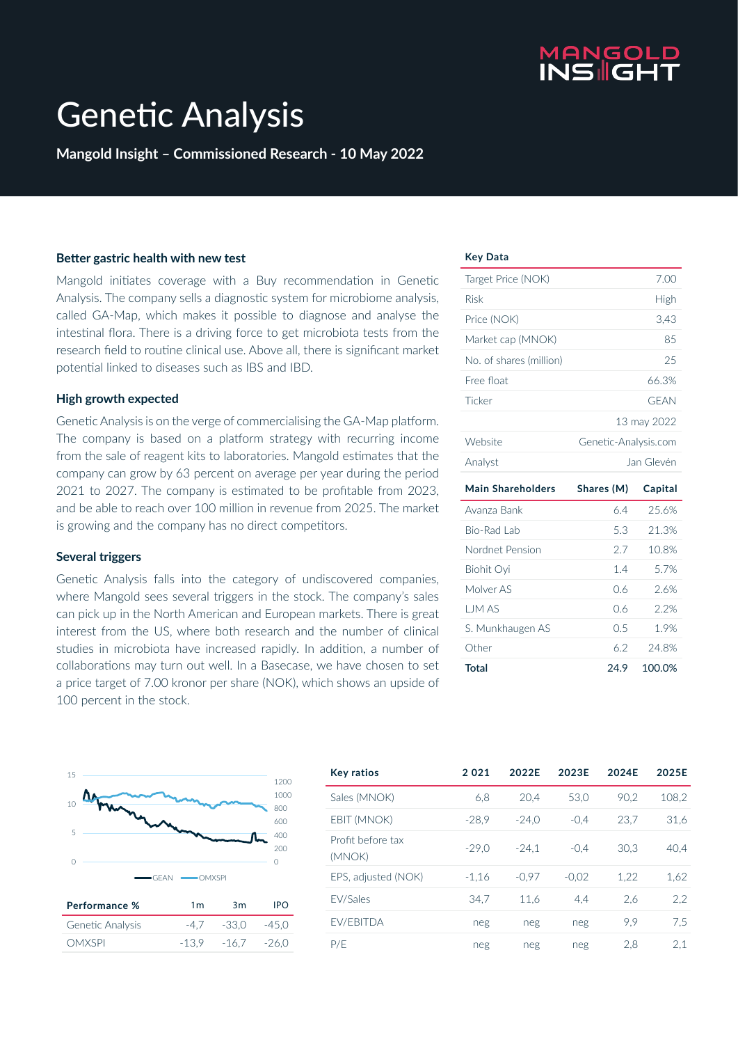# Genetic Analysis

**Mangold Insight – Commissioned Research - 10 May 2022**

### Better gastric health with new test

Mangold initiates coverage with a Buy recommendation in Genetic Analysis. The company sells a diagnostic system for microbiome analysis, called GA-Map, which makes it possible to diagnose and analyse the intestinal flora. There is a driving force to get microbiota tests from the research field to routine clinical use. Above all, there is significant market potential linked to diseases such as IBS and IBD.

### High growth expected

Genetic Analysis is on the verge of commercialising the GA-Map platform. The company is based on a platform strategy with recurring income from the sale of reagent kits to laboratories. Mangold estimates that the company can grow by 63 percent on average per year during the period 2021 to 2027. The company is estimated to be profitable from 2023, and be able to reach over 100 million in revenue from 2025. The market is growing and the company has no direct competitors.

### Several triggers

Genetic Analysis falls into the category of undiscovered companies, where Mangold sees several triggers in the stock. The company's sales can pick up in the North American and European markets. There is great interest from the US, where both research and the number of clinical studies in microbiota have increased rapidly. In addition, a number of collaborations may turn out well. In a Basecase, we have chosen to set a price target of 7.00 kronor per share (NOK), which shows an upside of 100 percent in the stock.

| Key Data | |
|---|---|
| Target Price (NOK) | 7.00 |
| Risk | High |
| Price (NOK) | 3,43 |
| Market cap (MNOK) | 85 |
| No. of shares (million) | 25 |
| Free float | 66.3% |
| Ticker | GEAN |
| | 13 may 2022 |
| Website | Genetic-Analysis.com |
| Analyst | Jan Glevén |

| Main Shareholders | Shares (M) | Capital |
|---|---|---|
| Avanza Bank | 6.4 | 25.6% |
| Bio-Rad Lab | 5.3 | 21.3% |
| Nordnet Pension | 2.7 | 10.8% |
| Biohit Oyi | 1.4 | 5.7% |
| Molver AS | 0.6 | 2.6% |
| LJM AS | 0.6 | 2.2% |
| S. Munkhaugen AS | 0.5 | 1.9% |
| Other | 6.2 | 24.8% |
| **Total** | **24.9** | **100.0%** |

15
10
5
0
1200
1000
800
600
400
200
0
GEAN OMXSPI

| Performance % | 1m | 3m | IPO |
|---|---|---|---|
| Genetic Analysis | -4,7 | -33,0 | -45,0 |
| OMXSPI | -13,9 | -16,7 | -26,0 |

| Key ratios | 2 021 | 2022E | 2023E | 2024E | 2025E |
|---|---|---|---|---|---|
| Sales (MNOK) | 6,8 | 20,4 | 53,0 | 90,2 | 108,2 |
| EBIT (MNOK) | -28,9 | -24,0 | -0,4 | 23,7 | 31,6 |
| Profit before tax (MNOK) | -29,0 | -24,1 | -0,4 | 30,3 | 40,4 |
| EPS, adjusted (NOK) | -1,16 | -0,97 | -0,02 | 1,22 | 1,62 |
| EV/Sales | 34,7 | 11,6 | 4,4 | 2,6 | 2,2 |
| EV/EBITDA | neg | neg | neg | 9,9 | 7,5 |
| P/E | neg | neg | neg | 2,8 | 2,1 |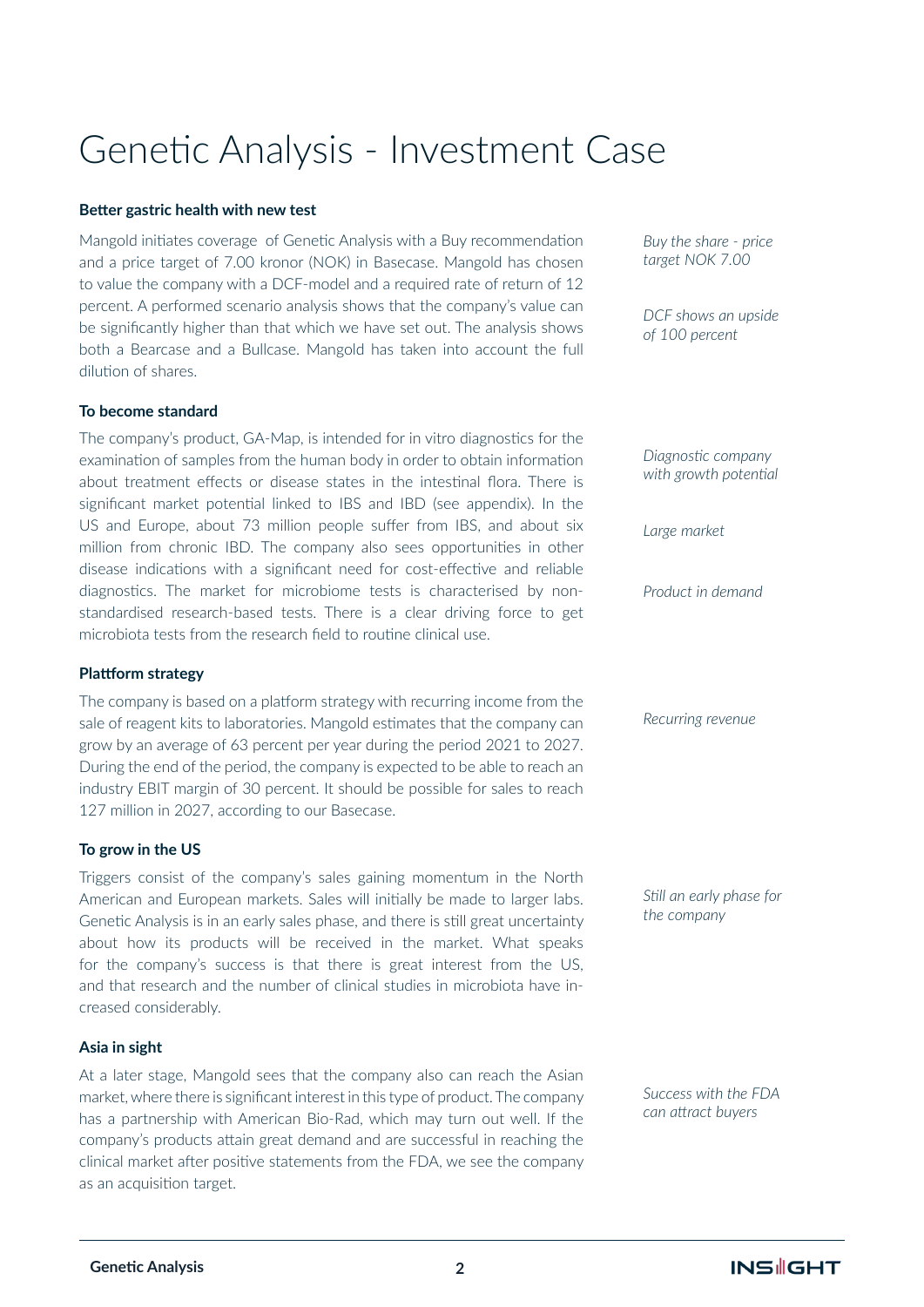# Genetic Analysis - Investment Case

**Better gastric health with new test**

Mangold initiates coverage of Genetic Analysis with a Buy recommendation and a price target of 7.00 kronor (NOK) in Basecase. Mangold has chosen to value the company with a DCF-model and a required rate of return of 12 percent. A performed scenario analysis shows that the company's value can be significantly higher than that which we have set out. The analysis shows both a Bearcase and a Bullcase. Mangold has taken into account the full dilution of shares.

*Buy the share - price target NOK 7.00*

*DCF shows an upside of 100 percent*

**To become standard**

The company's product, GA-Map, is intended for in vitro diagnostics for the examination of samples from the human body in order to obtain information about treatment effects or disease states in the intestinal flora. There is significant market potential linked to IBS and IBD (see appendix). In the US and Europe, about 73 million people suffer from IBS, and about six million from chronic IBD. The company also sees opportunities in other disease indications with a significant need for cost-effective and reliable diagnostics. The market for microbiome tests is characterised by non-standardised research-based tests. There is a clear driving force to get microbiota tests from the research field to routine clinical use.

*Diagnostic company with growth potential*

*Large market*

*Product in demand*

**Plattform strategy**

The company is based on a platform strategy with recurring income from the sale of reagent kits to laboratories. Mangold estimates that the company can grow by an average of 63 percent per year during the period 2021 to 2027. During the end of the period, the company is expected to be able to reach an industry EBIT margin of 30 percent. It should be possible for sales to reach 127 million in 2027, according to our Basecase.

*Recurring revenue*

**To grow in the US**

Triggers consist of the company's sales gaining momentum in the North American and European markets. Sales will initially be made to larger labs. Genetic Analysis is in an early sales phase, and there is still great uncertainty about how its products will be received in the market. What speaks for the company's success is that there is great interest from the US, and that research and the number of clinical studies in microbiota have increased considerably.

*Still an early phase for the company*

**Asia in sight**

At a later stage, Mangold sees that the company also can reach the Asian market, where there is significant interest in this type of product. The company has a partnership with American Bio-Rad, which may turn out well. If the company's products attain great demand and are successful in reaching the clinical market after positive statements from the FDA, we see the company as an acquisition target.

*Success with the FDA can attract buyers*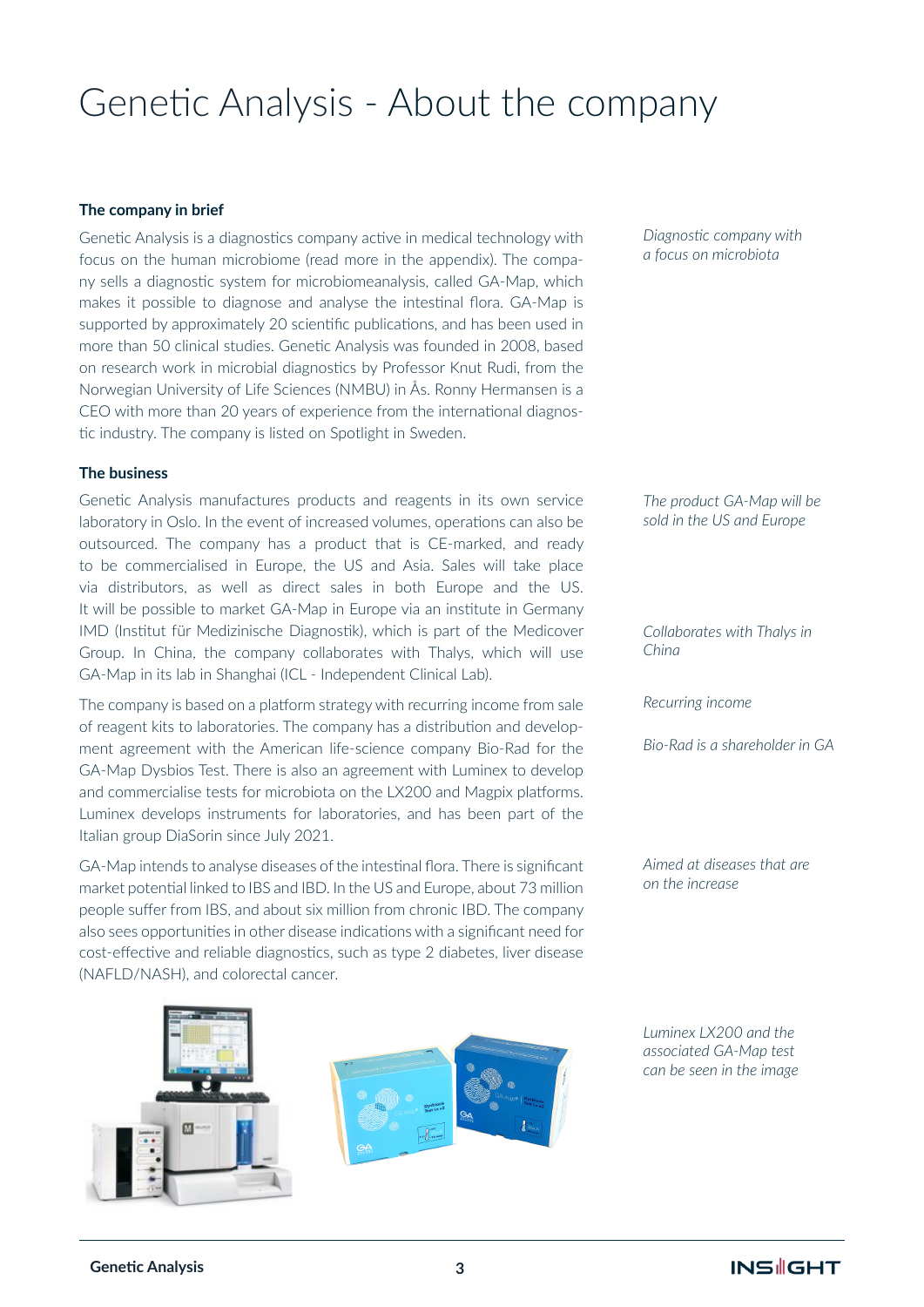# Genetic Analysis - About the company

### The company in brief

*Diagnostic company with a focus on microbiota*

Genetic Analysis is a diagnostics company active in medical technology with focus on the human microbiome (read more in the appendix). The company sells a diagnostic system for microbiomeanalysis, called GA-Map, which makes it possible to diagnose and analyse the intestinal flora. GA-Map is supported by approximately 20 scientific publications, and has been used in more than 50 clinical studies. Genetic Analysis was founded in 2008, based on research work in microbial diagnostics by Professor Knut Rudi, from the Norwegian University of Life Sciences (NMBU) in Ås. Ronny Hermansen is a CEO with more than 20 years of experience from the international diagnostic industry. The company is listed on Spotlight in Sweden.

### The business

*The product GA-Map will be sold in the US and Europe*

Genetic Analysis manufactures products and reagents in its own service laboratory in Oslo. In the event of increased volumes, operations can also be outsourced. The company has a product that is CE-marked, and ready to be commercialised in Europe, the US and Asia. Sales will take place via distributors, as well as direct sales in both Europe and the US. It will be possible to market GA-Map in Europe via an institute in Germany IMD (Institut für Medizinische Diagnostik), which is part of the Medicover Group. In China, the company collaborates with Thalys, which will use GA-Map in its lab in Shanghai (ICL - Independent Clinical Lab).

*Collaborates with Thalys in China*

*Recurring income*

The company is based on a platform strategy with recurring income from sale of reagent kits to laboratories. The company has a distribution and development agreement with the American life-science company Bio-Rad for the GA-Map Dysbios Test. There is also an agreement with Luminex to develop and commercialise tests for microbiota on the LX200 and Magpix platforms. Luminex develops instruments for laboratories, and has been part of the Italian group DiaSorin since July 2021.

*Bio-Rad is a shareholder in GA*

*Aimed at diseases that are on the increase*

GA-Map intends to analyse diseases of the intestinal flora. There is significant market potential linked to IBS and IBD. In the US and Europe, about 73 million people suffer from IBS, and about six million from chronic IBD. The company also sees opportunities in other disease indications with a significant need for cost-effective and reliable diagnostics, such as type 2 diabetes, liver disease (NAFLD/NASH), and colorectal cancer.

*Luminex LX200 and the associated GA-Map test can be seen in the image*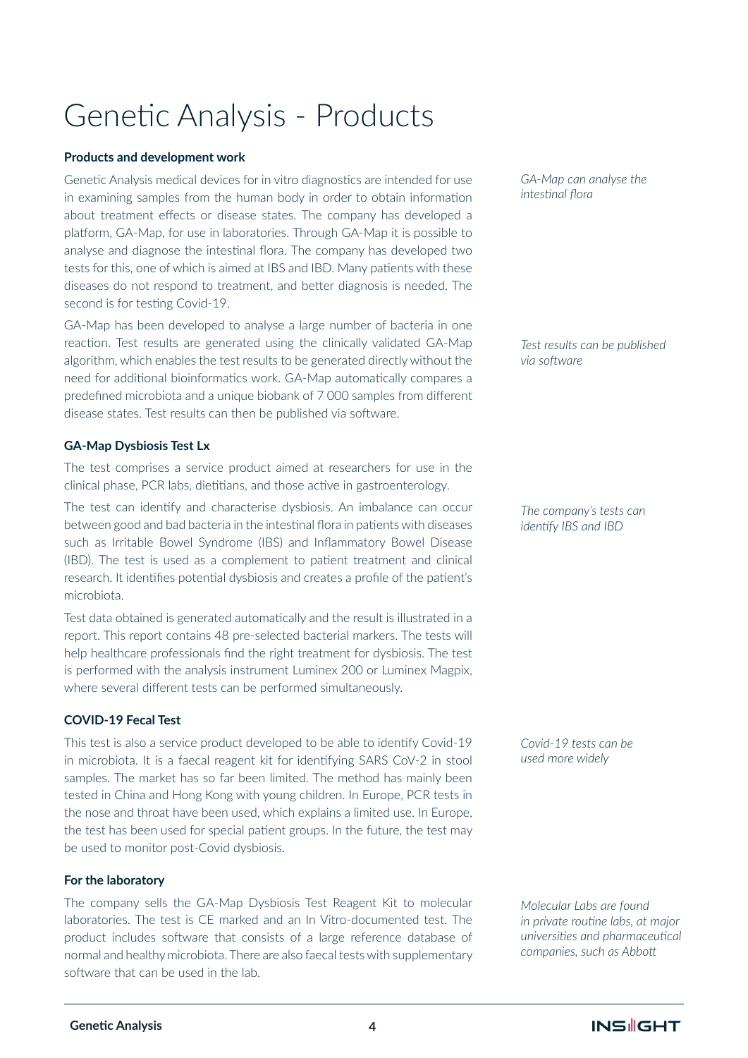# Genetic Analysis - Products

**Products and development work**

Genetic Analysis medical devices for in vitro diagnostics are intended for use in examining samples from the human body in order to obtain information about treatment effects or disease states. The company has developed a platform, GA-Map, for use in laboratories. Through GA-Map it is possible to analyse and diagnose the intestinal flora. The company has developed two tests for this, one of which is aimed at IBS and IBD. Many patients with these diseases do not respond to treatment, and better diagnosis is needed. The second is for testing Covid-19.

*GA-Map can analyse the intestinal flora*

GA-Map has been developed to analyse a large number of bacteria in one reaction. Test results are generated using the clinically validated GA-Map algorithm, which enables the test results to be generated directly without the need for additional bioinformatics work. GA-Map automatically compares a predefined microbiota and a unique biobank of 7 000 samples from different disease states. Test results can then be published via software.

*Test results can be published via software*

**GA-Map Dysbiosis Test Lx**

The test comprises a service product aimed at researchers for use in the clinical phase, PCR labs, dietitians, and those active in gastroenterology.

The test can identify and characterise dysbiosis. An imbalance can occur between good and bad bacteria in the intestinal flora in patients with diseases such as Irritable Bowel Syndrome (IBS) and Inflammatory Bowel Disease (IBD). The test is used as a complement to patient treatment and clinical research. It identifies potential dysbiosis and creates a profile of the patient's microbiota.

*The company's tests can identify IBS and IBD*

Test data obtained is generated automatically and the result is illustrated in a report. This report contains 48 pre-selected bacterial markers. The tests will help healthcare professionals find the right treatment for dysbiosis. The test is performed with the analysis instrument Luminex 200 or Luminex Magpix, where several different tests can be performed simultaneously.

**COVID-19 Fecal Test**

This test is also a service product developed to be able to identify Covid-19 in microbiota. It is a faecal reagent kit for identifying SARS CoV-2 in stool samples. The market has so far been limited. The method has mainly been tested in China and Hong Kong with young children. In Europe, PCR tests in the nose and throat have been used, which explains a limited use. In Europe, the test has been used for special patient groups. In the future, the test may be used to monitor post-Covid dysbiosis.

*Covid-19 tests can be used more widely*

**For the laboratory**

The company sells the GA-Map Dysbiosis Test Reagent Kit to molecular laboratories. The test is CE marked and an In Vitro-documented test. The product includes software that consists of a large reference database of normal and healthy microbiota. There are also faecal tests with supplementary software that can be used in the lab.

*Molecular Labs are found in private routine labs, at major universities and pharmaceutical companies, such as Abbott*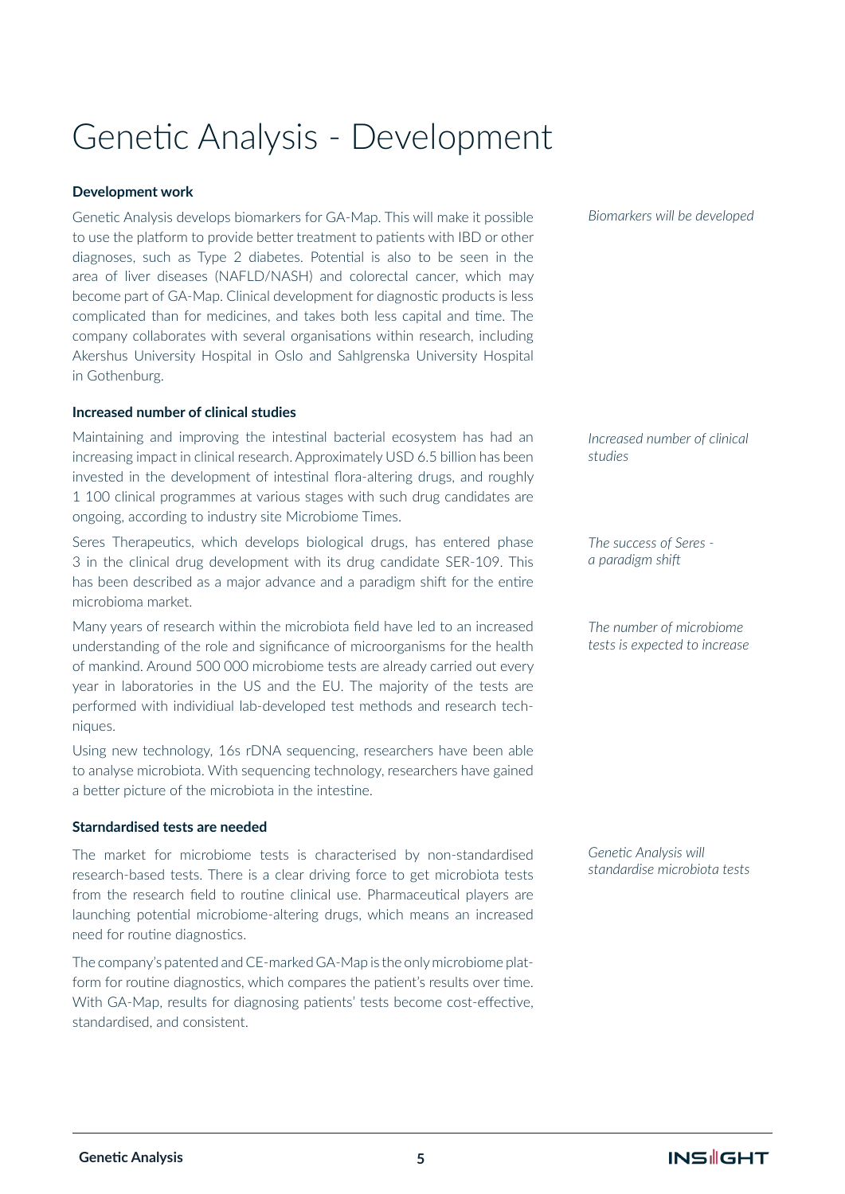# Genetic Analysis - Development

**Development work**

*Biomarkers will be developed*

Genetic Analysis develops biomarkers for GA-Map. This will make it possible to use the platform to provide better treatment to patients with IBD or other diagnoses, such as Type 2 diabetes. Potential is also to be seen in the area of liver diseases (NAFLD/NASH) and colorectal cancer, which may become part of GA-Map. Clinical development for diagnostic products is less complicated than for medicines, and takes both less capital and time. The company collaborates with several organisations within research, including Akershus University Hospital in Oslo and Sahlgrenska University Hospital in Gothenburg.

**Increased number of clinical studies**

*Increased number of clinical studies*

Maintaining and improving the intestinal bacterial ecosystem has had an increasing impact in clinical research. Approximately USD 6.5 billion has been invested in the development of intestinal flora-altering drugs, and roughly 1 100 clinical programmes at various stages with such drug candidates are ongoing, according to industry site Microbiome Times.

*The success of Seres - a paradigm shift*

Seres Therapeutics, which develops biological drugs, has entered phase 3 in the clinical drug development with its drug candidate SER-109. This has been described as a major advance and a paradigm shift for the entire microbioma market.

*The number of microbiome tests is expected to increase*

Many years of research within the microbiota field have led to an increased understanding of the role and significance of microorganisms for the health of mankind. Around 500 000 microbiome tests are already carried out every year in laboratories in the US and the EU. The majority of the tests are performed with individiual lab-developed test methods and research techniques.

Using new technology, 16s rDNA sequencing, researchers have been able to analyse microbiota. With sequencing technology, researchers have gained a better picture of the microbiota in the intestine.

**Starndardised tests are needed**

*Genetic Analysis will standardise microbiota tests*

The market for microbiome tests is characterised by non-standardised research-based tests. There is a clear driving force to get microbiota tests from the research field to routine clinical use. Pharmaceutical players are launching potential microbiome-altering drugs, which means an increased need for routine diagnostics.

The company's patented and CE-marked GA-Map is the only microbiome platform for routine diagnostics, which compares the patient's results over time. With GA-Map, results for diagnosing patients' tests become cost-effective, standardised, and consistent.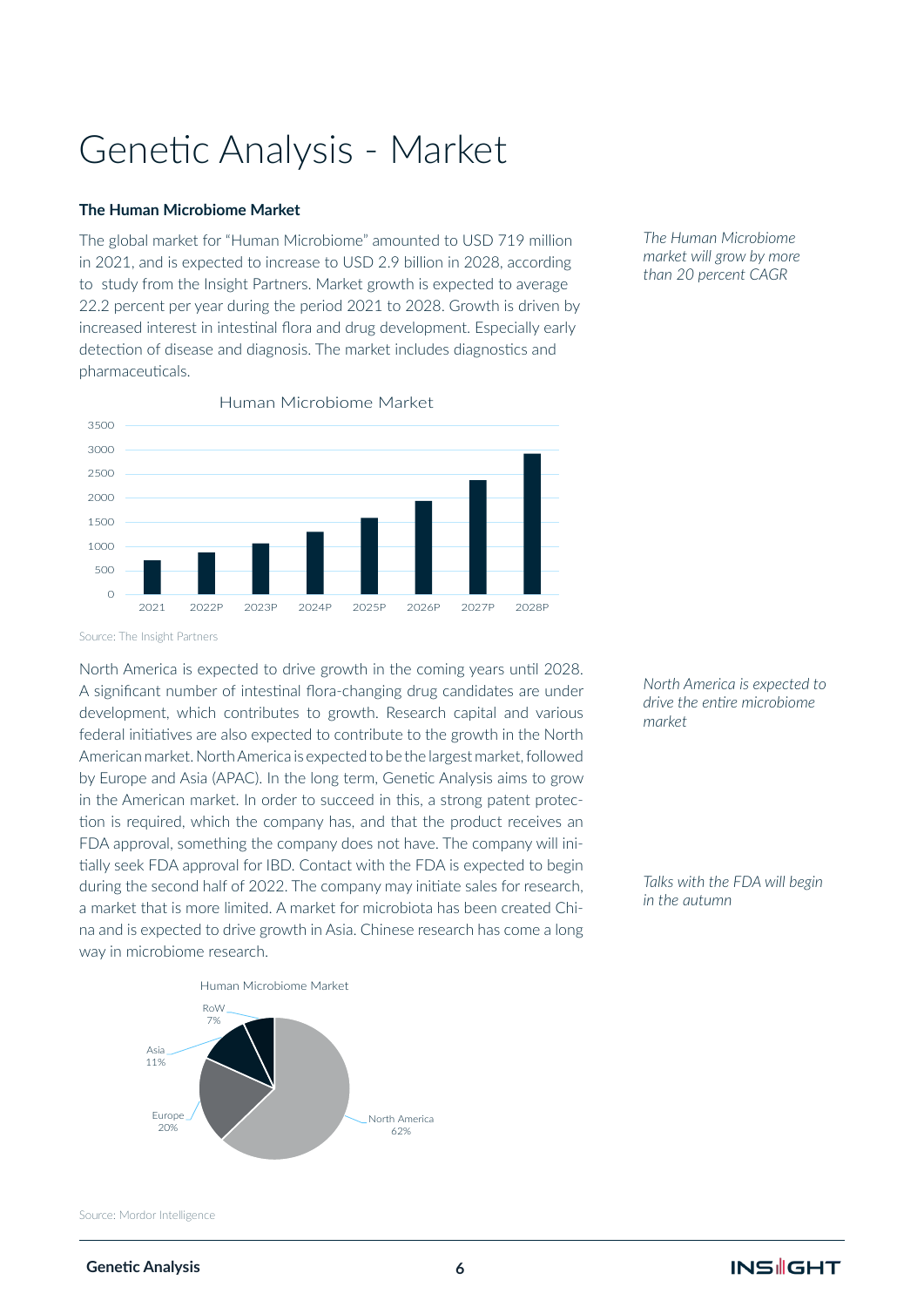# Genetic Analysis - Market

### The Human Microbiome Market

*The Human Microbiome market will grow by more than 20 percent CAGR*

The global market for "Human Microbiome" amounted to USD 719 million in 2021, and is expected to increase to USD 2.9 billion in 2028, according to study from the Insight Partners. Market growth is expected to average 22.2 percent per year during the period 2021 to 2028. Growth is driven by increased interest in intestinal flora and drug development. Especially early detection of disease and diagnosis. The market includes diagnostics and pharmaceuticals.

Human Microbiome Market

3500
3000
2500
2000
1500
1000
500
0

2021 2022P 2023P 2024P 2025P 2026P 2027P 2028P

Source: The Insight Partners

*North America is expected to drive the entire microbiome market*

North America is expected to drive growth in the coming years until 2028. A significant number of intestinal flora-changing drug candidates are under development, which contributes to growth. Research capital and various federal initiatives are also expected to contribute to the growth in the North American market. North America is expected to be the largest market, followed by Europe and Asia (APAC). In the long term, Genetic Analysis aims to grow in the American market. In order to succeed in this, a strong patent protection is required, which the company has, and that the product receives an FDA approval, something the company does not have. The company will initially seek FDA approval for IBD. Contact with the FDA is expected to begin during the second half of 2022. The company may initiate sales for research, a market that is more limited. A market for microbiota has been created China and is expected to drive growth in Asia. Chinese research has come a long way in microbiome research.

*Talks with the FDA will begin in the autumn*

Human Microbiome Market

RoW 7%
Asia 11%
Europe 20%
North America 62%

Source: Mordor Intelligence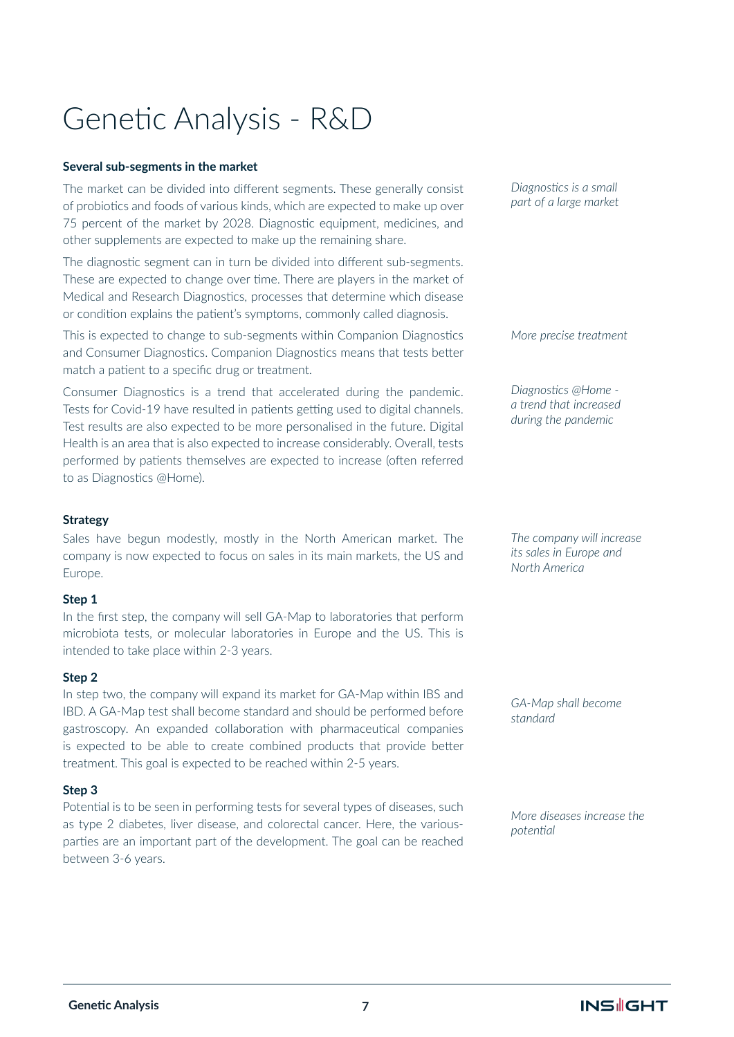# Genetic Analysis - R&D

**Several sub-segments in the market**

*Diagnostics is a small part of a large market*

The market can be divided into different segments. These generally consist of probiotics and foods of various kinds, which are expected to make up over 75 percent of the market by 2028. Diagnostic equipment, medicines, and other supplements are expected to make up the remaining share.

The diagnostic segment can in turn be divided into different sub-segments. These are expected to change over time. There are players in the market of Medical and Research Diagnostics, processes that determine which disease or condition explains the patient's symptoms, commonly called diagnosis.

*More precise treatment*

This is expected to change to sub-segments within Companion Diagnostics and Consumer Diagnostics. Companion Diagnostics means that tests better match a patient to a specific drug or treatment.

*Diagnostics @Home - a trend that increased during the pandemic*

Consumer Diagnostics is a trend that accelerated during the pandemic. Tests for Covid-19 have resulted in patients getting used to digital channels. Test results are also expected to be more personalised in the future. Digital Health is an area that is also expected to increase considerably. Overall, tests performed by patients themselves are expected to increase (often referred to as Diagnostics @Home).

**Strategy**

*The company will increase its sales in Europe and North America*

Sales have begun modestly, mostly in the North American market. The company is now expected to focus on sales in its main markets, the US and Europe.

**Step 1**

In the first step, the company will sell GA-Map to laboratories that perform microbiota tests, or molecular laboratories in Europe and the US. This is intended to take place within 2-3 years.

**Step 2**

*GA-Map shall become standard*

In step two, the company will expand its market for GA-Map within IBS and IBD. A GA-Map test shall become standard and should be performed before gastroscopy. An expanded collaboration with pharmaceutical companies is expected to be able to create combined products that provide better treatment. This goal is expected to be reached within 2-5 years.

**Step 3**

*More diseases increase the potential*

Potential is to be seen in performing tests for several types of diseases, such as type 2 diabetes, liver disease, and colorectal cancer. Here, the various-parties are an important part of the development. The goal can be reached between 3-6 years.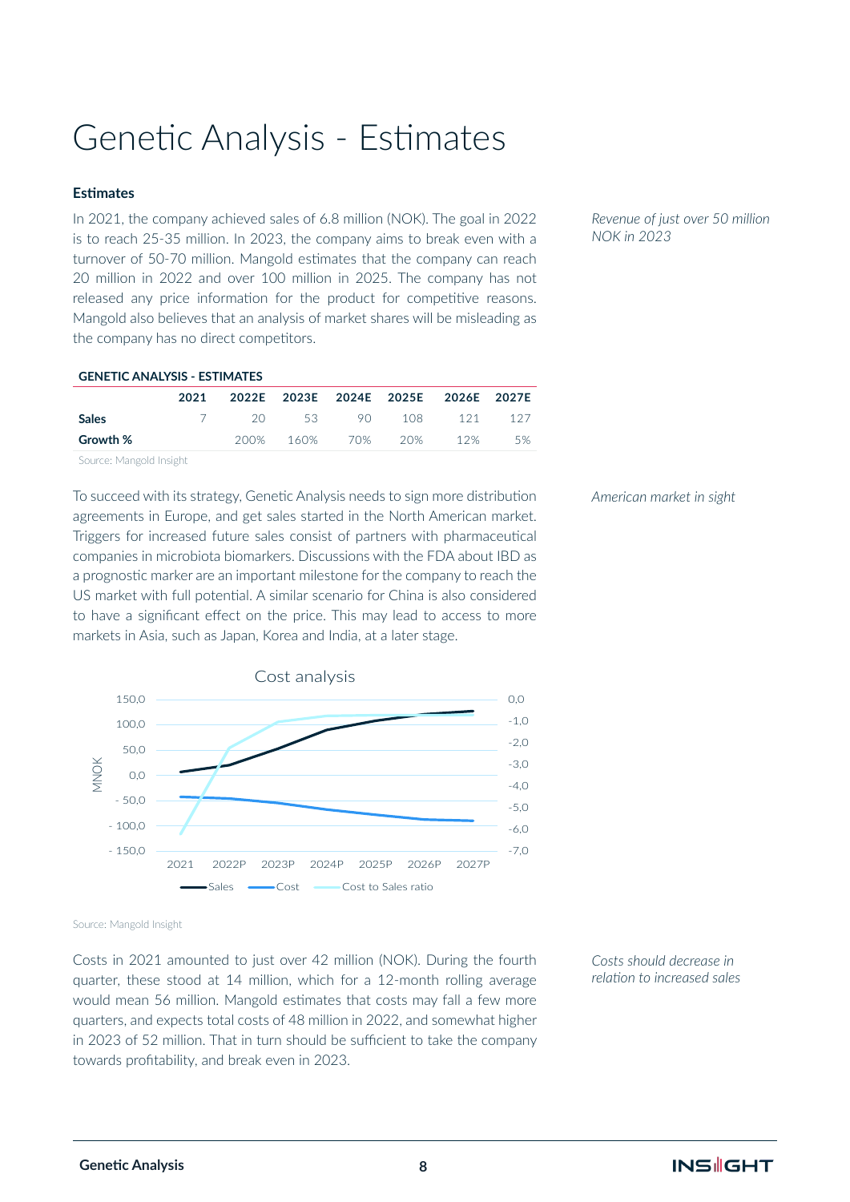# Genetic Analysis - Estimates

**Estimates**

In 2021, the company achieved sales of 6.8 million (NOK). The goal in 2022 is to reach 25-35 million. In 2023, the company aims to break even with a turnover of 50-70 million. Mangold estimates that the company can reach 20 million in 2022 and over 100 million in 2025. The company has not released any price information for the product for competitive reasons. Mangold also believes that an analysis of market shares will be misleading as the company has no direct competitors.

*Revenue of just over 50 million NOK in 2023*

**GENETIC ANALYSIS - ESTIMATES**

| | 2021 | 2022E | 2023E | 2024E | 2025E | 2026E | 2027E |
|---|---|---|---|---|---|---|---|
| **Sales** | 7 | 20 | 53 | 90 | 108 | 121 | 127 |
| **Growth %** | | 200% | 160% | 70% | 20% | 12% | 5% |

Source: Mangold Insight

To succeed with its strategy, Genetic Analysis needs to sign more distribution agreements in Europe, and get sales started in the North American market. Triggers for increased future sales consist of partners with pharmaceutical companies in microbiota biomarkers. Discussions with the FDA about IBD as a prognostic marker are an important milestone for the company to reach the US market with full potential. A similar scenario for China is also considered to have a significant effect on the price. This may lead to access to more markets in Asia, such as Japan, Korea and India, at a later stage.

*American market in sight*

Cost analysis

MNOK

150,0
100,0
50,0
0,0
- 50,0
- 100,0
- 150,0

0,0
-1,0
-2,0
-3,0
-4,0
-5,0
-6,0
-7,0

2021 2022P 2023P 2024P 2025P 2026P 2027P

Sales Cost Cost to Sales ratio

Source: Mangold Insight

Costs in 2021 amounted to just over 42 million (NOK). During the fourth quarter, these stood at 14 million, which for a 12-month rolling average would mean 56 million. Mangold estimates that costs may fall a few more quarters, and expects total costs of 48 million in 2022, and somewhat higher in 2023 of 52 million. That in turn should be sufficient to take the company towards profitability, and break even in 2023.

*Costs should decrease in relation to increased sales*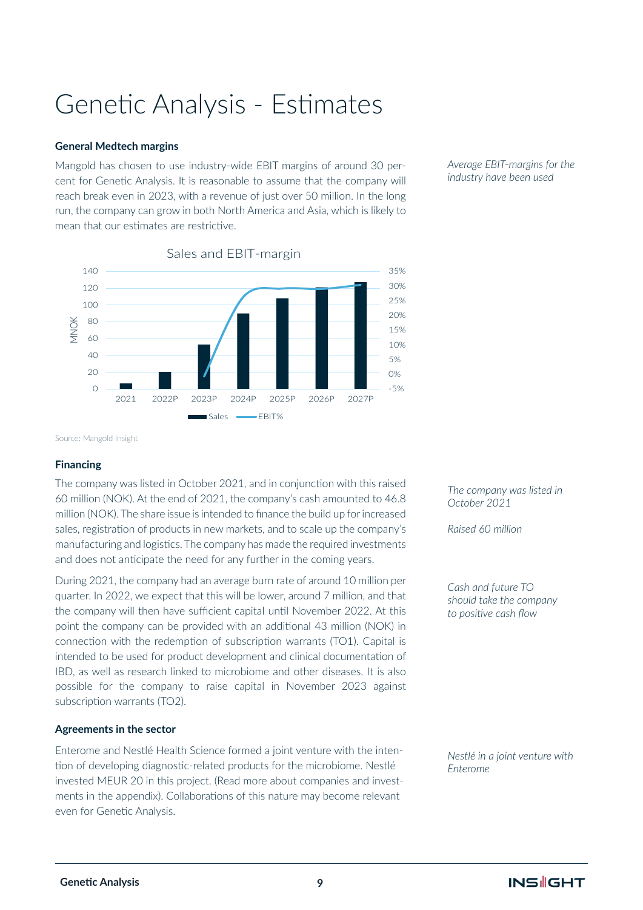# Genetic Analysis - Estimates

### General Medtech margins

Mangold has chosen to use industry-wide EBIT margins of around 30 percent for Genetic Analysis. It is reasonable to assume that the company will reach break even in 2023, with a revenue of just over 50 million. In the long run, the company can grow in both North America and Asia, which is likely to mean that our estimates are restrictive.

*Average EBIT-margins for the industry have been used*

Sales and EBIT-margin

MNOK

140
120
100
80
60
40
20
0

35%
30%
25%
20%
15%
10%
5%
0%
-5%

2021 2022P 2023P 2024P 2025P 2026P 2027P

Sales EBIT%

Source: Mangold Insight

### Financing

The company was listed in October 2021, and in conjunction with this raised 60 million (NOK). At the end of 2021, the company's cash amounted to 46.8 million (NOK). The share issue is intended to finance the build up for increased sales, registration of products in new markets, and to scale up the company's manufacturing and logistics. The company has made the required investments and does not anticipate the need for any further in the coming years.

*The company was listed in October 2021*

*Raised 60 million*

During 2021, the company had an average burn rate of around 10 million per quarter. In 2022, we expect that this will be lower, around 7 million, and that the company will then have sufficient capital until November 2022. At this point the company can be provided with an additional 43 million (NOK) in connection with the redemption of subscription warrants (TO1). Capital is intended to be used for product development and clinical documentation of IBD, as well as research linked to microbiome and other diseases. It is also possible for the company to raise capital in November 2023 against subscription warrants (TO2).

*Cash and future TO should take the company to positive cash flow*

### Agreements in the sector

Enterome and Nestlé Health Science formed a joint venture with the intention of developing diagnostic-related products for the microbiome. Nestlé invested MEUR 20 in this project. (Read more about companies and investments in the appendix). Collaborations of this nature may become relevant even for Genetic Analysis.

*Nestlé in a joint venture with Enterome*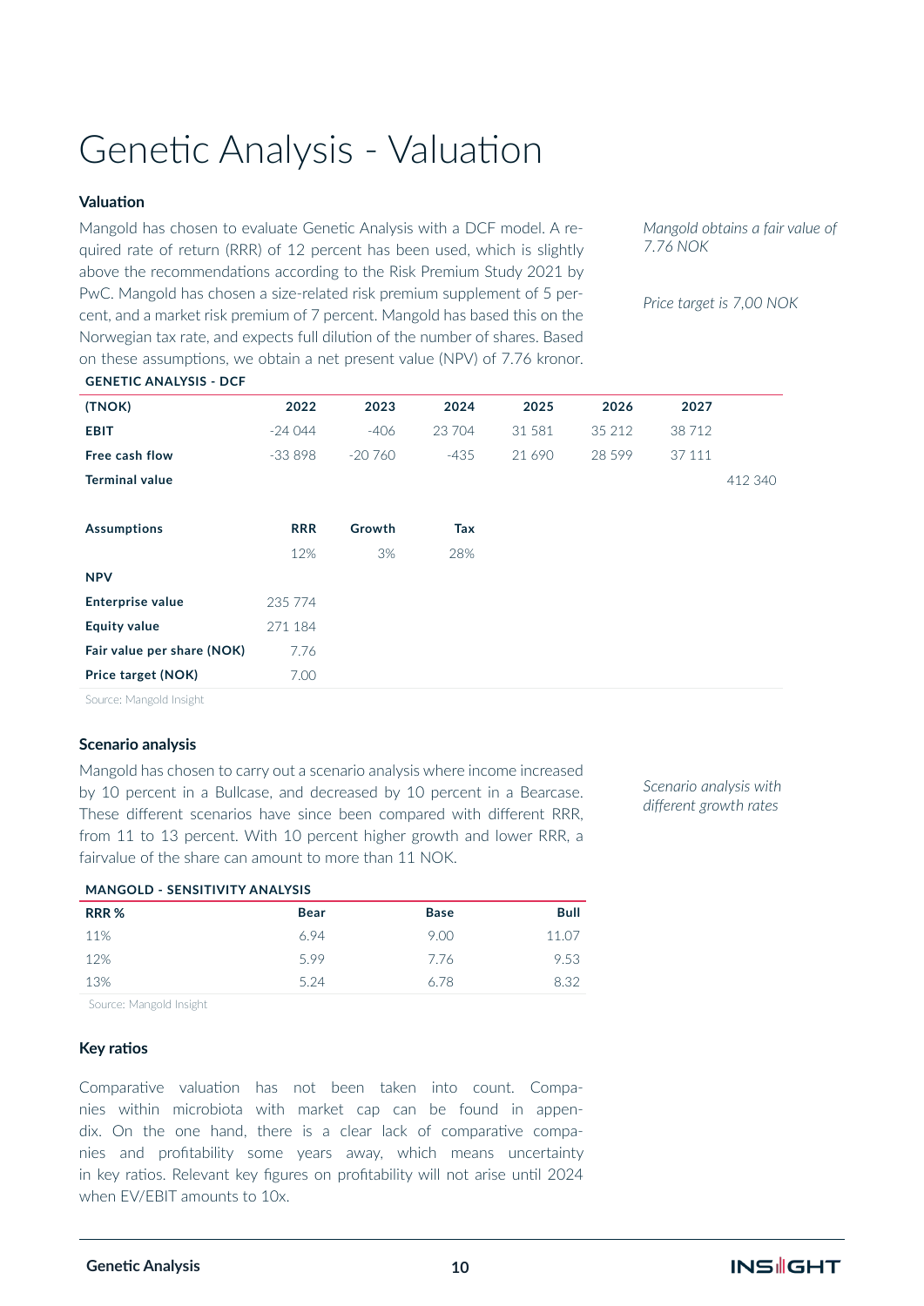# Genetic Analysis - Valuation

### Valuation

Mangold has chosen to evaluate Genetic Analysis with a DCF model. A required rate of return (RRR) of 12 percent has been used, which is slightly above the recommendations according to the Risk Premium Study 2021 by PwC. Mangold has chosen a size-related risk premium supplement of 5 percent, and a market risk premium of 7 percent. Mangold has based this on the Norwegian tax rate, and expects full dilution of the number of shares. Based on these assumptions, we obtain a net present value (NPV) of 7.76 kronor.

*Mangold obtains a fair value of 7.76 NOK*

*Price target is 7,00 NOK*

**GENETIC ANALYSIS - DCF**

| (TNOK) | 2022 | 2023 | 2024 | 2025 | 2026 | 2027 | |
|---|---|---|---|---|---|---|---|
| **EBIT** | -24 044 | -406 | 23 704 | 31 581 | 35 212 | 38 712 | |
| **Free cash flow** | -33 898 | -20 760 | -435 | 21 690 | 28 599 | 37 111 | |
| **Terminal value** | | | | | | | 412 340 |
| | | | | | | | |
| **Assumptions** | **RRR** | **Growth** | **Tax** | | | | |
| | 12% | 3% | 28% | | | | |
| **NPV** | | | | | | | |
| **Enterprise value** | 235 774 | | | | | | |
| **Equity value** | 271 184 | | | | | | |
| **Fair value per share (NOK)** | 7.76 | | | | | | |
| **Price target (NOK)** | 7.00 | | | | | | |

Source: Mangold Insight

### Scenario analysis

Mangold has chosen to carry out a scenario analysis where income increased by 10 percent in a Bullcase, and decreased by 10 percent in a Bearcase. These different scenarios have since been compared with different RRR, from 11 to 13 percent. With 10 percent higher growth and lower RRR, a fairvalue of the share can amount to more than 11 NOK.

*Scenario analysis with different growth rates*

**MANGOLD - SENSITIVITY ANALYSIS**

| RRR % | Bear | Base | Bull |
|---|---|---|---|
| 11% | 6.94 | 9.00 | 11.07 |
| 12% | 5.99 | 7.76 | 9.53 |
| 13% | 5.24 | 6.78 | 8.32 |

Source: Mangold Insight

### Key ratios

Comparative valuation has not been taken into count. Companies within microbiota with market cap can be found in appendix. On the one hand, there is a clear lack of comparative companies and profitability some years away, which means uncertainty in key ratios. Relevant key figures on profitability will not arise until 2024 when EV/EBIT amounts to 10x.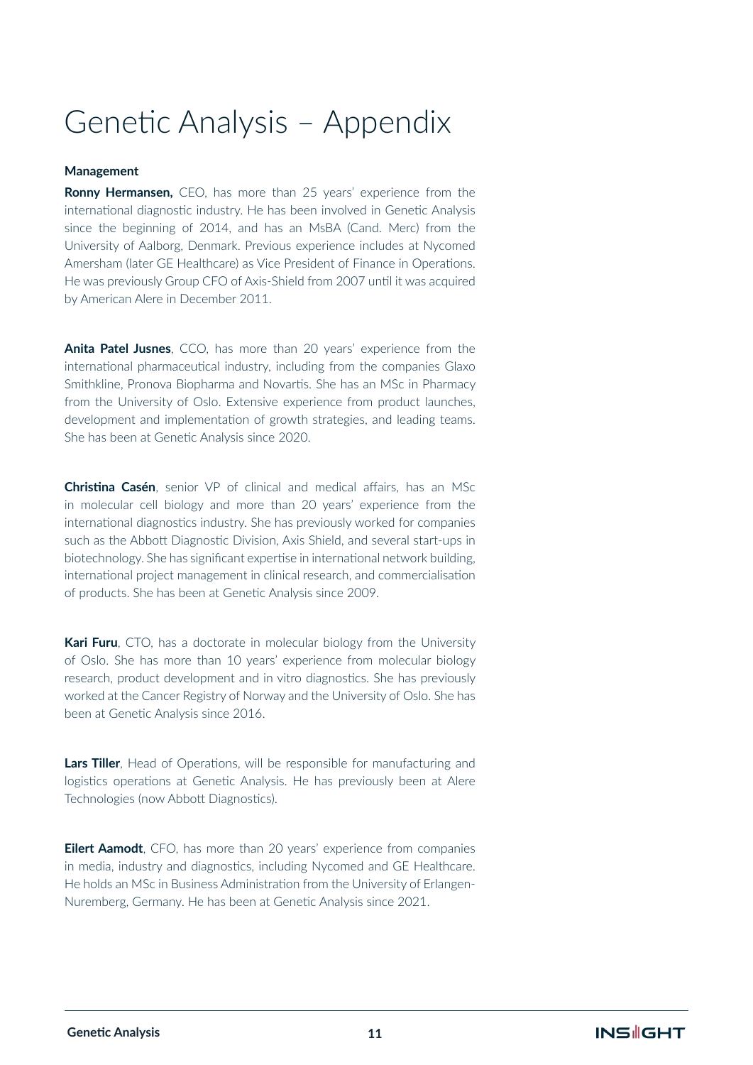# Genetic Analysis – Appendix

**Management**

**Ronny Hermansen,** CEO, has more than 25 years' experience from the international diagnostic industry. He has been involved in Genetic Analysis since the beginning of 2014, and has an MsBA (Cand. Merc) from the University of Aalborg, Denmark. Previous experience includes at Nycomed Amersham (later GE Healthcare) as Vice President of Finance in Operations. He was previously Group CFO of Axis-Shield from 2007 until it was acquired by American Alere in December 2011.

**Anita Patel Jusnes**, CCO, has more than 20 years' experience from the international pharmaceutical industry, including from the companies Glaxo Smithkline, Pronova Biopharma and Novartis. She has an MSc in Pharmacy from the University of Oslo. Extensive experience from product launches, development and implementation of growth strategies, and leading teams. She has been at Genetic Analysis since 2020.

**Christina Casén**, senior VP of clinical and medical affairs, has an MSc in molecular cell biology and more than 20 years' experience from the international diagnostics industry. She has previously worked for companies such as the Abbott Diagnostic Division, Axis Shield, and several start-ups in biotechnology. She has significant expertise in international network building, international project management in clinical research, and commercialisation of products. She has been at Genetic Analysis since 2009.

**Kari Furu**, CTO, has a doctorate in molecular biology from the University of Oslo. She has more than 10 years' experience from molecular biology research, product development and in vitro diagnostics. She has previously worked at the Cancer Registry of Norway and the University of Oslo. She has been at Genetic Analysis since 2016.

**Lars Tiller**, Head of Operations, will be responsible for manufacturing and logistics operations at Genetic Analysis. He has previously been at Alere Technologies (now Abbott Diagnostics).

**Eilert Aamodt**, CFO, has more than 20 years' experience from companies in media, industry and diagnostics, including Nycomed and GE Healthcare. He holds an MSc in Business Administration from the University of Erlangen-Nuremberg, Germany. He has been at Genetic Analysis since 2021.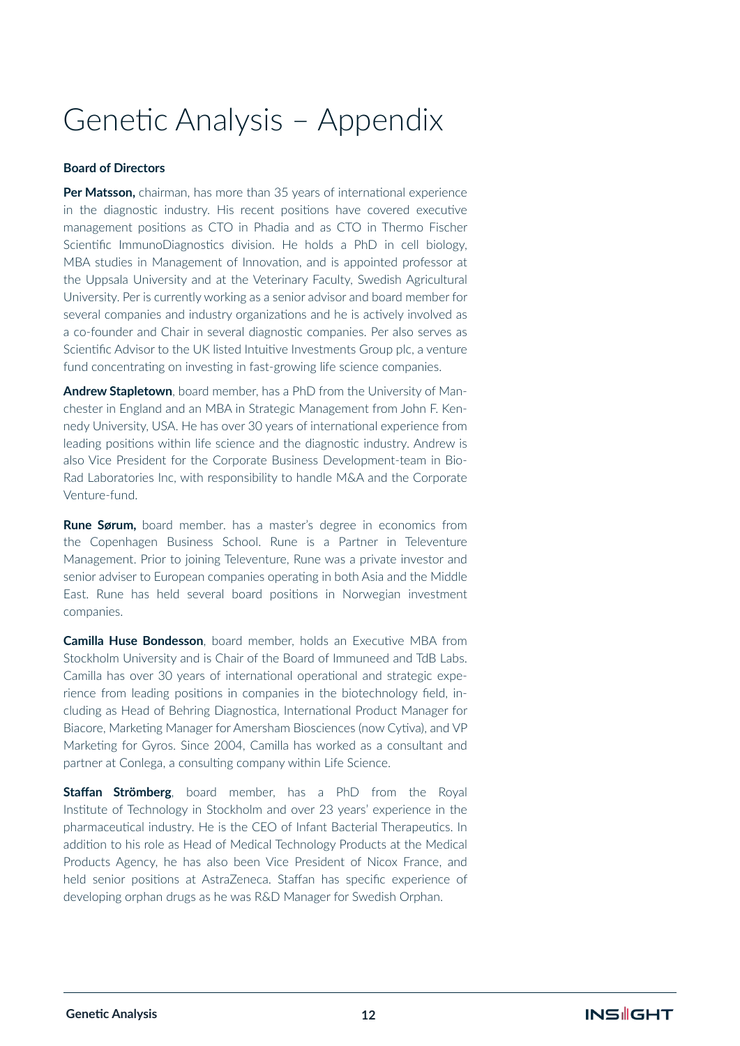# Genetic Analysis – Appendix

**Board of Directors**

**Per Matsson,** chairman, has more than 35 years of international experience in the diagnostic industry. His recent positions have covered executive management positions as CTO in Phadia and as CTO in Thermo Fischer Scientific ImmunoDiagnostics division. He holds a PhD in cell biology, MBA studies in Management of Innovation, and is appointed professor at the Uppsala University and at the Veterinary Faculty, Swedish Agricultural University. Per is currently working as a senior advisor and board member for several companies and industry organizations and he is actively involved as a co-founder and Chair in several diagnostic companies. Per also serves as Scientific Advisor to the UK listed Intuitive Investments Group plc, a venture fund concentrating on investing in fast-growing life science companies.

**Andrew Stapletown**, board member, has a PhD from the University of Manchester in England and an MBA in Strategic Management from John F. Kennedy University, USA. He has over 30 years of international experience from leading positions within life science and the diagnostic industry. Andrew is also Vice President for the Corporate Business Development-team in Bio-Rad Laboratories Inc, with responsibility to handle M&A and the Corporate Venture-fund.

**Rune Sørum,** board member. has a master's degree in economics from the Copenhagen Business School. Rune is a Partner in Televenture Management. Prior to joining Televenture, Rune was a private investor and senior adviser to European companies operating in both Asia and the Middle East. Rune has held several board positions in Norwegian investment companies.

**Camilla Huse Bondesson**, board member, holds an Executive MBA from Stockholm University and is Chair of the Board of Immuneed and TdB Labs. Camilla has over 30 years of international operational and strategic experience from leading positions in companies in the biotechnology field, including as Head of Behring Diagnostica, International Product Manager for Biacore, Marketing Manager for Amersham Biosciences (now Cytiva), and VP Marketing for Gyros. Since 2004, Camilla has worked as a consultant and partner at Conlega, a consulting company within Life Science.

**Staffan Strömberg**, board member, has a PhD from the Royal Institute of Technology in Stockholm and over 23 years' experience in the pharmaceutical industry. He is the CEO of Infant Bacterial Therapeutics. In addition to his role as Head of Medical Technology Products at the Medical Products Agency, he has also been Vice President of Nicox France, and held senior positions at AstraZeneca. Staffan has specific experience of developing orphan drugs as he was R&D Manager for Swedish Orphan.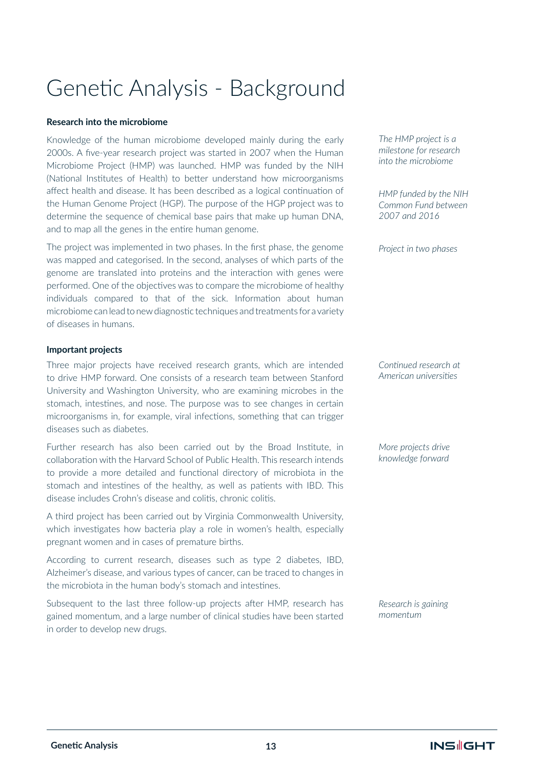# Genetic Analysis - Background

**Research into the microbiome**

Knowledge of the human microbiome developed mainly during the early 2000s. A five-year research project was started in 2007 when the Human Microbiome Project (HMP) was launched. HMP was funded by the NIH (National Institutes of Health) to better understand how microorganisms affect health and disease. It has been described as a logical continuation of the Human Genome Project (HGP). The purpose of the HGP project was to determine the sequence of chemical base pairs that make up human DNA, and to map all the genes in the entire human genome.

*The HMP project is a milestone for research into the microbiome*

*HMP funded by the NIH Common Fund between 2007 and 2016*

The project was implemented in two phases. In the first phase, the genome was mapped and categorised. In the second, analyses of which parts of the genome are translated into proteins and the interaction with genes were performed. One of the objectives was to compare the microbiome of healthy individuals compared to that of the sick. Information about human microbiome can lead to new diagnostic techniques and treatments for a variety of diseases in humans.

*Project in two phases*

**Important projects**

Three major projects have received research grants, which are intended to drive HMP forward. One consists of a research team between Stanford University and Washington University, who are examining microbes in the stomach, intestines, and nose. The purpose was to see changes in certain microorganisms in, for example, viral infections, something that can trigger diseases such as diabetes.

*Continued research at American universities*

Further research has also been carried out by the Broad Institute, in collaboration with the Harvard School of Public Health. This research intends to provide a more detailed and functional directory of microbiota in the stomach and intestines of the healthy, as well as patients with IBD. This disease includes Crohn's disease and colitis, chronic colitis.

*More projects drive knowledge forward*

A third project has been carried out by Virginia Commonwealth University, which investigates how bacteria play a role in women's health, especially pregnant women and in cases of premature births.

According to current research, diseases such as type 2 diabetes, IBD, Alzheimer's disease, and various types of cancer, can be traced to changes in the microbiota in the human body's stomach and intestines.

Subsequent to the last three follow-up projects after HMP, research has gained momentum, and a large number of clinical studies have been started in order to develop new drugs.

*Research is gaining momentum*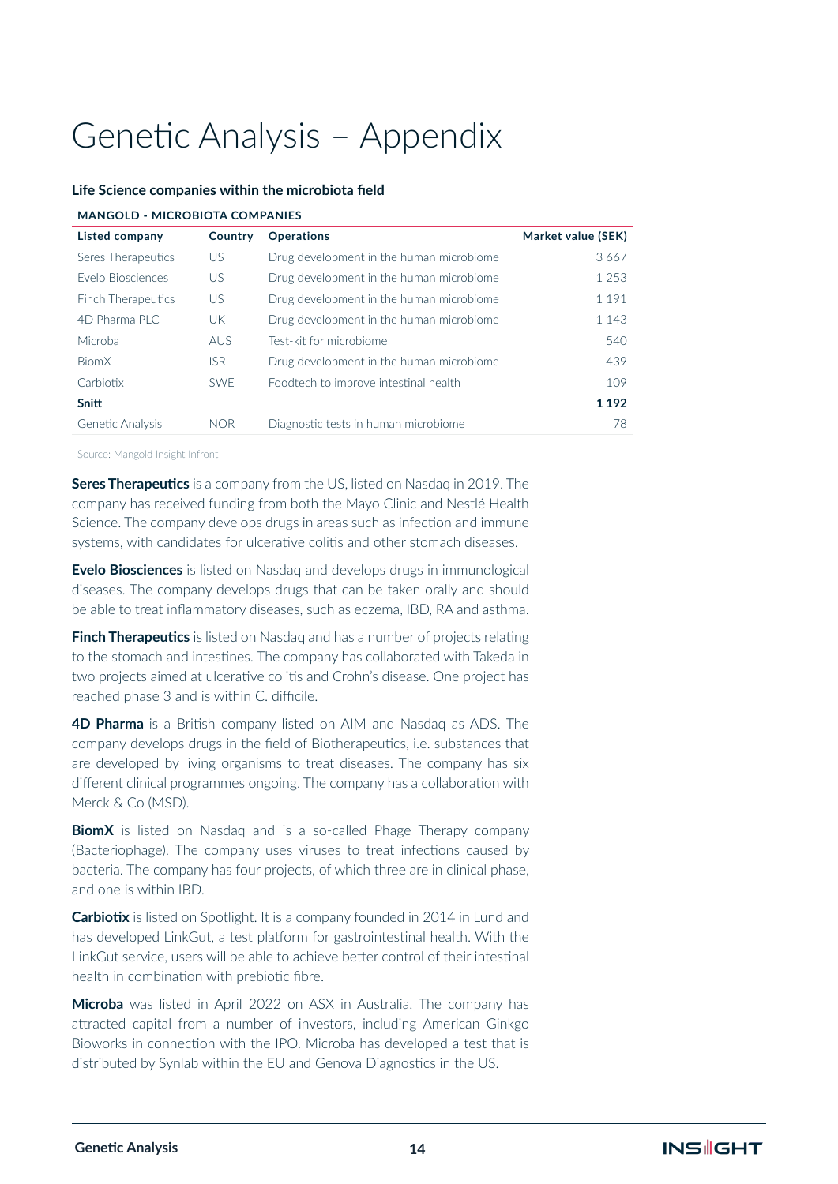# Genetic Analysis – Appendix

**Life Science companies within the microbiota field**

**MANGOLD - MICROBIOTA COMPANIES**

| Listed company | Country | Operations | Market value (SEK) |
|---|---|---|---|
| Seres Therapeutics | US | Drug development in the human microbiome | 3 667 |
| Evelo Biosciences | US | Drug development in the human microbiome | 1 253 |
| Finch Therapeutics | US | Drug development in the human microbiome | 1 191 |
| 4D Pharma PLC | UK | Drug development in the human microbiome | 1 143 |
| Microba | AUS | Test-kit for microbiome | 540 |
| BiomX | ISR | Drug development in the human microbiome | 439 |
| Carbiotix | SWE | Foodtech to improve intestinal health | 109 |
| **Snitt** | | | **1 192** |
| Genetic Analysis | NOR | Diagnostic tests in human microbiome | 78 |

Source: Mangold Insight Infront

**Seres Therapeutics** is a company from the US, listed on Nasdaq in 2019. The company has received funding from both the Mayo Clinic and Nestlé Health Science. The company develops drugs in areas such as infection and immune systems, with candidates for ulcerative colitis and other stomach diseases.

**Evelo Biosciences** is listed on Nasdaq and develops drugs in immunological diseases. The company develops drugs that can be taken orally and should be able to treat inflammatory diseases, such as eczema, IBD, RA and asthma.

**Finch Therapeutics** is listed on Nasdaq and has a number of projects relating to the stomach and intestines. The company has collaborated with Takeda in two projects aimed at ulcerative colitis and Crohn's disease. One project has reached phase 3 and is within C. difficile.

**4D Pharma** is a British company listed on AIM and Nasdaq as ADS. The company develops drugs in the field of Biotherapeutics, i.e. substances that are developed by living organisms to treat diseases. The company has six different clinical programmes ongoing. The company has a collaboration with Merck & Co (MSD).

**BiomX** is listed on Nasdaq and is a so-called Phage Therapy company (Bacteriophage). The company uses viruses to treat infections caused by bacteria. The company has four projects, of which three are in clinical phase, and one is within IBD.

**Carbiotix** is listed on Spotlight. It is a company founded in 2014 in Lund and has developed LinkGut, a test platform for gastrointestinal health. With the LinkGut service, users will be able to achieve better control of their intestinal health in combination with prebiotic fibre.

**Microba** was listed in April 2022 on ASX in Australia. The company has attracted capital from a number of investors, including American Ginkgo Bioworks in connection with the IPO. Microba has developed a test that is distributed by Synlab within the EU and Genova Diagnostics in the US.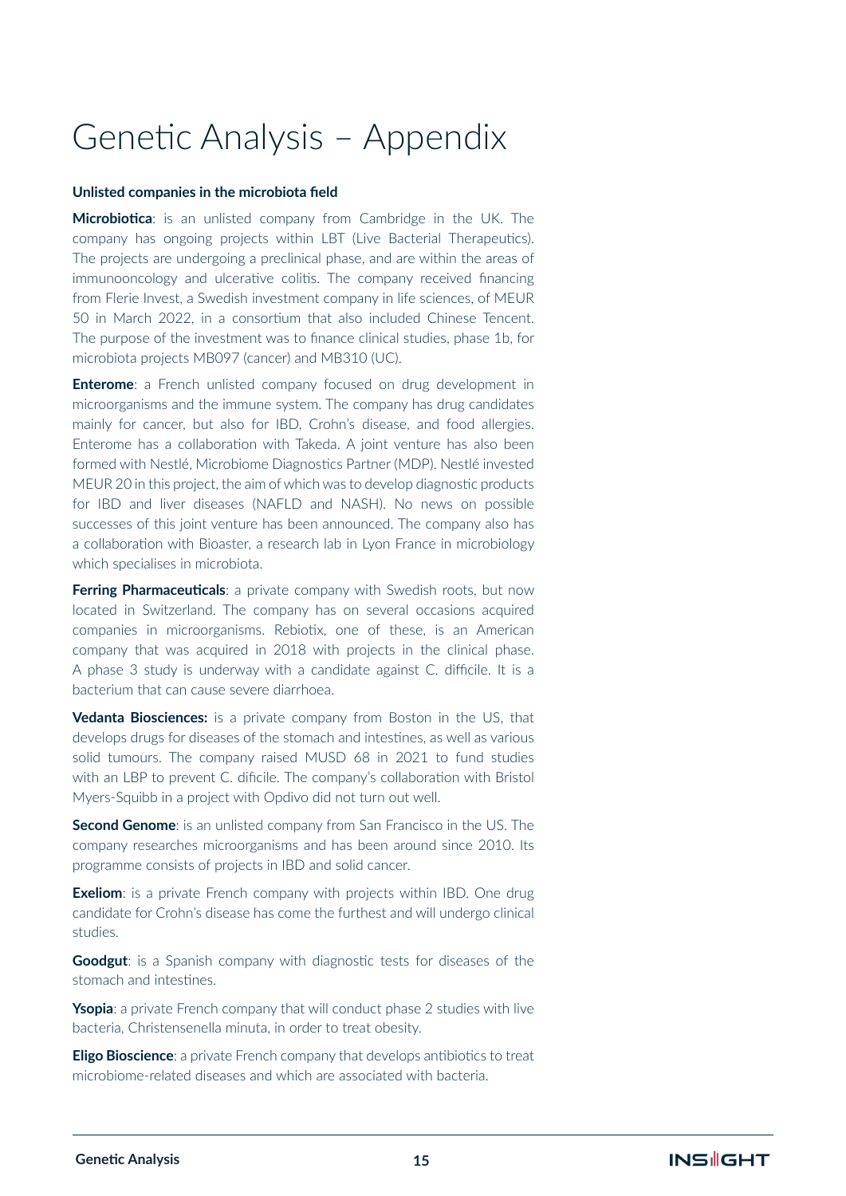# Genetic Analysis – Appendix

**Unlisted companies in the microbiota field**

**Microbiotica**: is an unlisted company from Cambridge in the UK. The company has ongoing projects within LBT (Live Bacterial Therapeutics). The projects are undergoing a preclinical phase, and are within the areas of immunooncology and ulcerative colitis. The company received financing from Flerie Invest, a Swedish investment company in life sciences, of MEUR 50 in March 2022, in a consortium that also included Chinese Tencent. The purpose of the investment was to finance clinical studies, phase 1b, for microbiota projects MB097 (cancer) and MB310 (UC).

**Enterome**: a French unlisted company focused on drug development in microorganisms and the immune system. The company has drug candidates mainly for cancer, but also for IBD, Crohn's disease, and food allergies. Enterome has a collaboration with Takeda. A joint venture has also been formed with Nestlé, Microbiome Diagnostics Partner (MDP). Nestlé invested MEUR 20 in this project, the aim of which was to develop diagnostic products for IBD and liver diseases (NAFLD and NASH). No news on possible successes of this joint venture has been announced. The company also has a collaboration with Bioaster, a research lab in Lyon France in microbiology which specialises in microbiota.

**Ferring Pharmaceuticals**: a private company with Swedish roots, but now located in Switzerland. The company has on several occasions acquired companies in microorganisms. Rebiotix, one of these, is an American company that was acquired in 2018 with projects in the clinical phase. A phase 3 study is underway with a candidate against C. difficile. It is a bacterium that can cause severe diarrhoea.

**Vedanta Biosciences:** is a private company from Boston in the US, that develops drugs for diseases of the stomach and intestines, as well as various solid tumours. The company raised MUSD 68 in 2021 to fund studies with an LBP to prevent C. dificile. The company's collaboration with Bristol Myers-Squibb in a project with Opdivo did not turn out well.

**Second Genome**: is an unlisted company from San Francisco in the US. The company researches microorganisms and has been around since 2010. Its programme consists of projects in IBD and solid cancer.

**Exeliom**: is a private French company with projects within IBD. One drug candidate for Crohn's disease has come the furthest and will undergo clinical studies.

**Goodgut**: is a Spanish company with diagnostic tests for diseases of the stomach and intestines.

**Ysopia**: a private French company that will conduct phase 2 studies with live bacteria, Christensenella minuta, in order to treat obesity.

**Eligo Bioscience**: a private French company that develops antibiotics to treat microbiome-related diseases and which are associated with bacteria.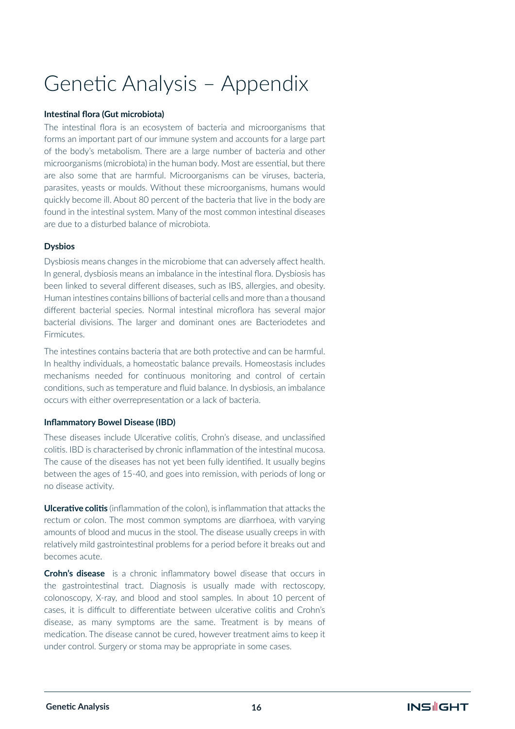# Genetic Analysis – Appendix

**Intestinal flora (Gut microbiota)**

The intestinal flora is an ecosystem of bacteria and microorganisms that forms an important part of our immune system and accounts for a large part of the body's metabolism. There are a large number of bacteria and other microorganisms (microbiota) in the human body. Most are essential, but there are also some that are harmful. Microorganisms can be viruses, bacteria, parasites, yeasts or moulds. Without these microorganisms, humans would quickly become ill. About 80 percent of the bacteria that live in the body are found in the intestinal system. Many of the most common intestinal diseases are due to a disturbed balance of microbiota.

**Dysbios**

Dysbiosis means changes in the microbiome that can adversely affect health. In general, dysbiosis means an imbalance in the intestinal flora. Dysbiosis has been linked to several different diseases, such as IBS, allergies, and obesity. Human intestines contains billions of bacterial cells and more than a thousand different bacterial species. Normal intestinal microflora has several major bacterial divisions. The larger and dominant ones are Bacteriodetes and Firmicutes.

The intestines contains bacteria that are both protective and can be harmful. In healthy individuals, a homeostatic balance prevails. Homeostasis includes mechanisms needed for continuous monitoring and control of certain conditions, such as temperature and fluid balance. In dysbiosis, an imbalance occurs with either overrepresentation or a lack of bacteria.

**Inflammatory Bowel Disease (IBD)**

These diseases include Ulcerative colitis, Crohn's disease, and unclassified colitis. IBD is characterised by chronic inflammation of the intestinal mucosa. The cause of the diseases has not yet been fully identified. It usually begins between the ages of 15-40, and goes into remission, with periods of long or no disease activity.

**Ulcerative colitis** (inflammation of the colon), is inflammation that attacks the rectum or colon. The most common symptoms are diarrhoea, with varying amounts of blood and mucus in the stool. The disease usually creeps in with relatively mild gastrointestinal problems for a period before it breaks out and becomes acute.

**Crohn's disease** is a chronic inflammatory bowel disease that occurs in the gastrointestinal tract. Diagnosis is usually made with rectoscopy, colonoscopy, X-ray, and blood and stool samples. In about 10 percent of cases, it is difficult to differentiate between ulcerative colitis and Crohn's disease, as many symptoms are the same. Treatment is by means of medication. The disease cannot be cured, however treatment aims to keep it under control. Surgery or stoma may be appropriate in some cases.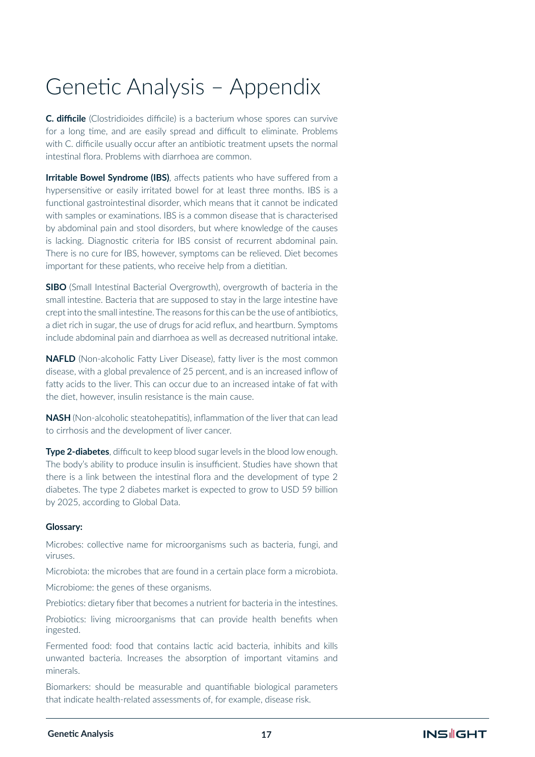# Genetic Analysis – Appendix

**C. difficile** (Clostridioides difficile) is a bacterium whose spores can survive for a long time, and are easily spread and difficult to eliminate. Problems with C. difficile usually occur after an antibiotic treatment upsets the normal intestinal flora. Problems with diarrhoea are common.

**Irritable Bowel Syndrome (IBS)**, affects patients who have suffered from a hypersensitive or easily irritated bowel for at least three months. IBS is a functional gastrointestinal disorder, which means that it cannot be indicated with samples or examinations. IBS is a common disease that is characterised by abdominal pain and stool disorders, but where knowledge of the causes is lacking. Diagnostic criteria for IBS consist of recurrent abdominal pain. There is no cure for IBS, however, symptoms can be relieved. Diet becomes important for these patients, who receive help from a dietitian.

**SIBO** (Small Intestinal Bacterial Overgrowth), overgrowth of bacteria in the small intestine. Bacteria that are supposed to stay in the large intestine have crept into the small intestine. The reasons for this can be the use of antibiotics, a diet rich in sugar, the use of drugs for acid reflux, and heartburn. Symptoms include abdominal pain and diarrhoea as well as decreased nutritional intake.

**NAFLD** (Non-alcoholic Fatty Liver Disease), fatty liver is the most common disease, with a global prevalence of 25 percent, and is an increased inflow of fatty acids to the liver. This can occur due to an increased intake of fat with the diet, however, insulin resistance is the main cause.

**NASH** (Non-alcoholic steatohepatitis), inflammation of the liver that can lead to cirrhosis and the development of liver cancer.

**Type 2-diabetes**, difficult to keep blood sugar levels in the blood low enough. The body's ability to produce insulin is insufficient. Studies have shown that there is a link between the intestinal flora and the development of type 2 diabetes. The type 2 diabetes market is expected to grow to USD 59 billion by 2025, according to Global Data.

**Glossary:**

Microbes: collective name for microorganisms such as bacteria, fungi, and viruses.

Microbiota: the microbes that are found in a certain place form a microbiota.

Microbiome: the genes of these organisms.

Prebiotics: dietary fiber that becomes a nutrient for bacteria in the intestines.

Probiotics: living microorganisms that can provide health benefits when ingested.

Fermented food: food that contains lactic acid bacteria, inhibits and kills unwanted bacteria. Increases the absorption of important vitamins and minerals.

Biomarkers: should be measurable and quantifiable biological parameters that indicate health-related assessments of, for example, disease risk.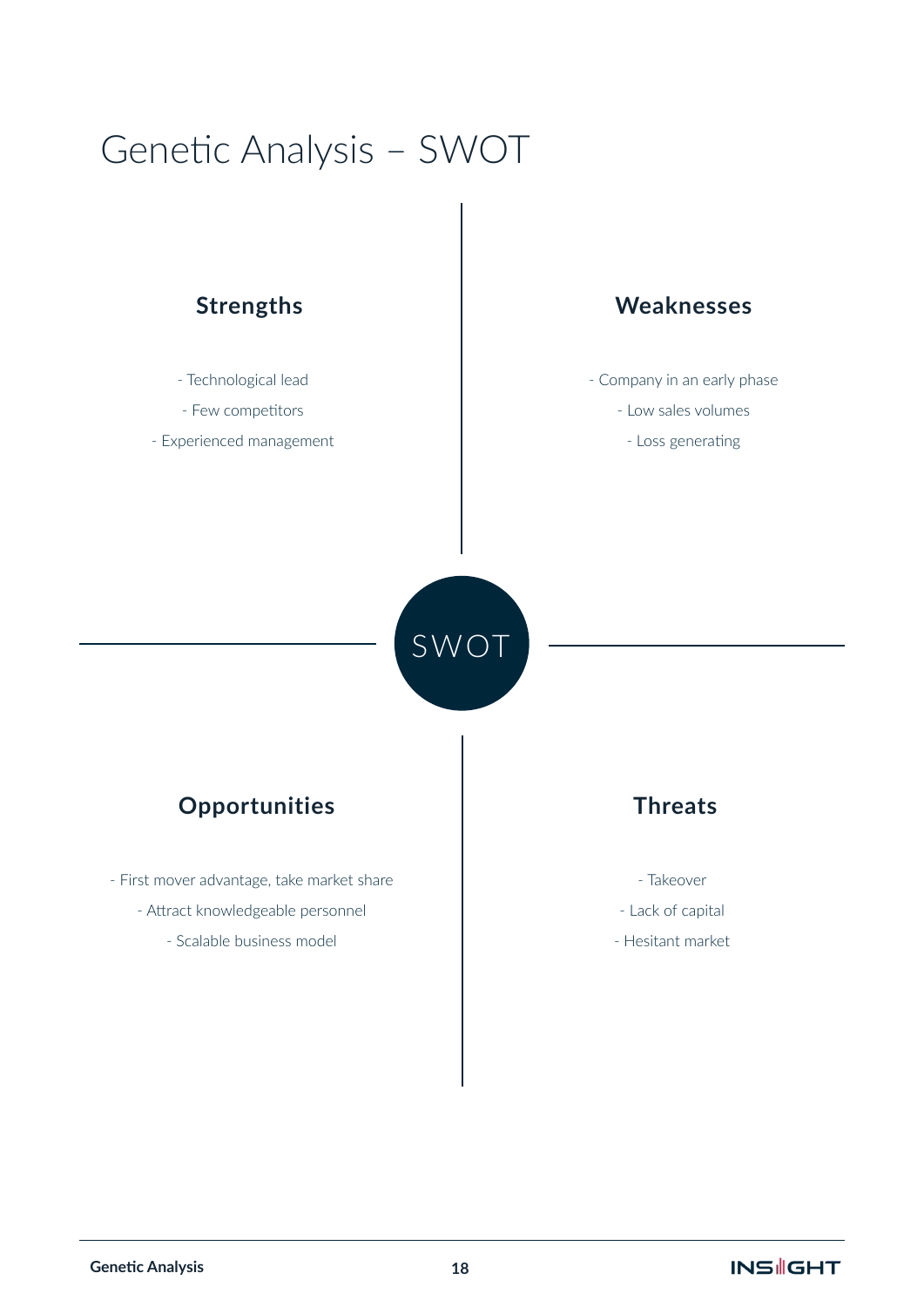# Genetic Analysis – SWOT

SWOT

## Strengths

- Technological lead
- Few competitors
- Experienced management

## Weaknesses

- Company in an early phase
- Low sales volumes
- Loss generating

## Opportunities

- First mover advantage, take market share
- Attract knowledgeable personnel
- Scalable business model

## Threats

- Takeover
- Lack of capital
- Hesitant market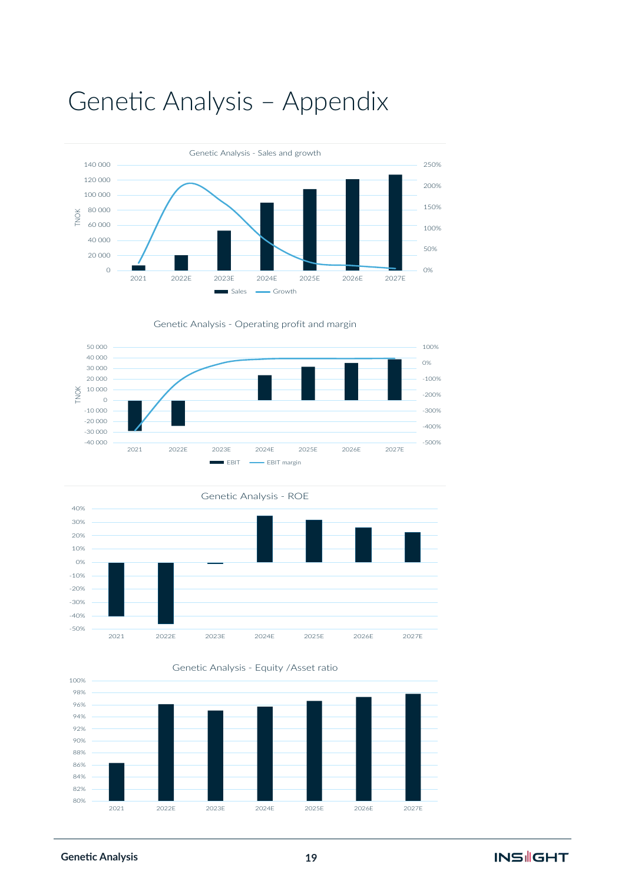# Genetic Analysis – Appendix

Genetic Analysis - Sales and growth

TNOK

140 000
120 000
100 000
80 000
60 000
40 000
20 000
0

250%
200%
150%
100%
50%
0%

2021 2022E 2023E 2024E 2025E 2026E 2027E

Sales Growth

Genetic Analysis - Operating profit and margin

TNOK

50 000
40 000
30 000
20 000
10 000
0
-10 000
-20 000
-30 000
-40 000

100%
0%
-100%
-200%
-300%
-400%
-500%

2021 2022E 2023E 2024E 2025E 2026E 2027E

EBIT EBIT margin

Genetic Analysis - ROE

40%
30%
20%
10%
0%
-10%
-20%
-30%
-40%
-50%

2021 2022E 2023E 2024E 2025E 2026E 2027E

Genetic Analysis - Equity /Asset ratio

100%
98%
96%
94%
92%
90%
88%
86%
84%
82%
80%

2021 2022E 2023E 2024E 2025E 2026E 2027E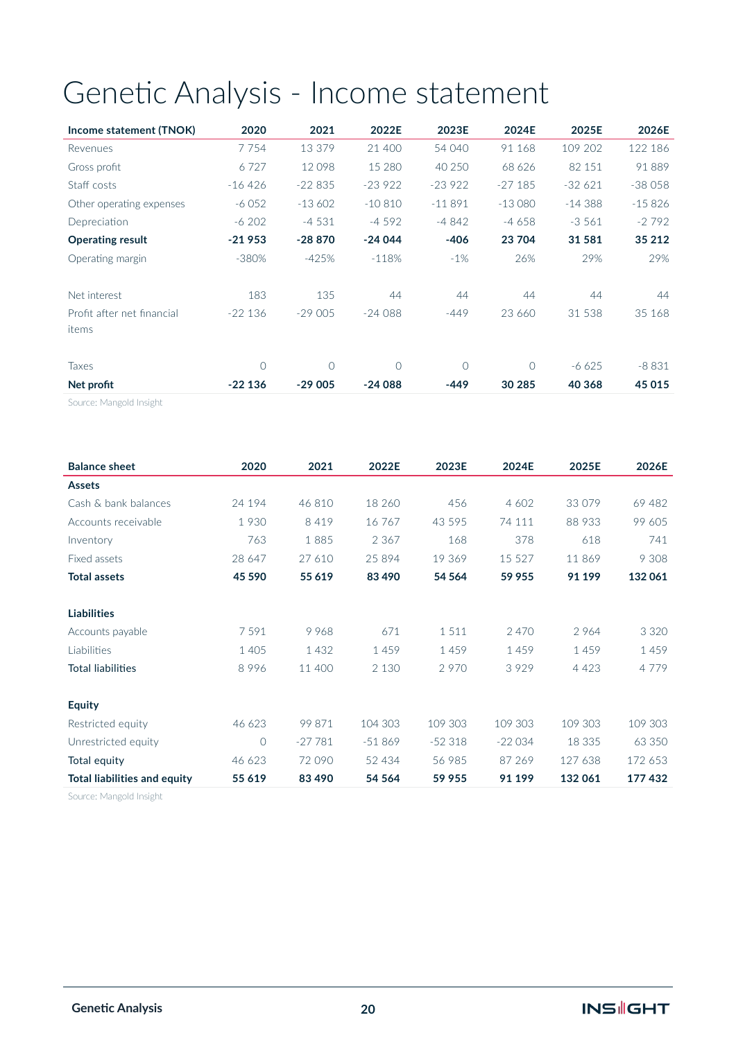# Genetic Analysis - Income statement

| Income statement (TNOK) | 2020 | 2021 | 2022E | 2023E | 2024E | 2025E | 2026E |
|---|---|---|---|---|---|---|---|
| Revenues | 7 754 | 13 379 | 21 400 | 54 040 | 91 168 | 109 202 | 122 186 |
| Gross profit | 6 727 | 12 098 | 15 280 | 40 250 | 68 626 | 82 151 | 91 889 |
| Staff costs | -16 426 | -22 835 | -23 922 | -23 922 | -27 185 | -32 621 | -38 058 |
| Other operating expenses | -6 052 | -13 602 | -10 810 | -11 891 | -13 080 | -14 388 | -15 826 |
| Depreciation | -6 202 | -4 531 | -4 592 | -4 842 | -4 658 | -3 561 | -2 792 |
| **Operating result** | **-21 953** | **-28 870** | **-24 044** | **-406** | **23 704** | **31 581** | **35 212** |
| Operating margin | -380% | -425% | -118% | -1% | 26% | 29% | 29% |
| | | | | | | | |
| Net interest | 183 | 135 | 44 | 44 | 44 | 44 | 44 |
| Profit after net financial items | -22 136 | -29 005 | -24 088 | -449 | 23 660 | 31 538 | 35 168 |
| | | | | | | | |
| Taxes | 0 | 0 | 0 | 0 | 0 | -6 625 | -8 831 |
| **Net profit** | **-22 136** | **-29 005** | **-24 088** | **-449** | **30 285** | **40 368** | **45 015** |

Source: Mangold Insight

| Balance sheet | 2020 | 2021 | 2022E | 2023E | 2024E | 2025E | 2026E |
|---|---|---|---|---|---|---|---|
| **Assets** | | | | | | | |
| Cash & bank balances | 24 194 | 46 810 | 18 260 | 456 | 4 602 | 33 079 | 69 482 |
| Accounts receivable | 1 930 | 8 419 | 16 767 | 43 595 | 74 111 | 88 933 | 99 605 |
| Inventory | 763 | 1 885 | 2 367 | 168 | 378 | 618 | 741 |
| Fixed assets | 28 647 | 27 610 | 25 894 | 19 369 | 15 527 | 11 869 | 9 308 |
| **Total assets** | **45 590** | **55 619** | **83 490** | **54 564** | **59 955** | **91 199** | **132 061** |
| | | | | | | | |
| **Liabilities** | | | | | | | |
| Accounts payable | 7 591 | 9 968 | 671 | 1 511 | 2 470 | 2 964 | 3 320 |
| Liabilities | 1 405 | 1 432 | 1 459 | 1 459 | 1 459 | 1 459 | 1 459 |
| **Total liabilities** | 8 996 | 11 400 | 2 130 | 2 970 | 3 929 | 4 423 | 4 779 |
| | | | | | | | |
| **Equity** | | | | | | | |
| Restricted equity | 46 623 | 99 871 | 104 303 | 109 303 | 109 303 | 109 303 | 109 303 |
| Unrestricted equity | 0 | -27 781 | -51 869 | -52 318 | -22 034 | 18 335 | 63 350 |
| **Total equity** | 46 623 | 72 090 | 52 434 | 56 985 | 87 269 | 127 638 | 172 653 |
| **Total liabilities and equity** | **55 619** | **83 490** | **54 564** | **59 955** | **91 199** | **132 061** | **177 432** |

Source: Mangold Insight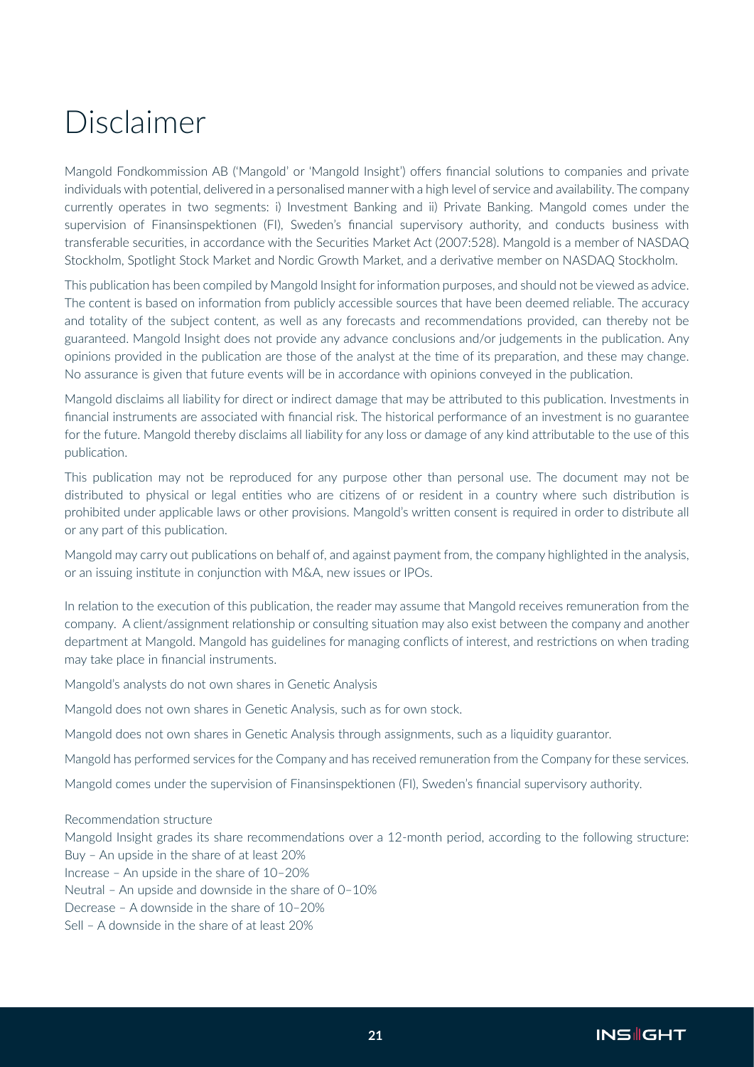# Disclaimer

Mangold Fondkommission AB ('Mangold' or 'Mangold Insight') offers financial solutions to companies and private individuals with potential, delivered in a personalised manner with a high level of service and availability. The company currently operates in two segments: i) Investment Banking and ii) Private Banking. Mangold comes under the supervision of Finansinspektionen (FI), Sweden's financial supervisory authority, and conducts business with transferable securities, in accordance with the Securities Market Act (2007:528). Mangold is a member of NASDAQ Stockholm, Spotlight Stock Market and Nordic Growth Market, and a derivative member on NASDAQ Stockholm.

This publication has been compiled by Mangold Insight for information purposes, and should not be viewed as advice. The content is based on information from publicly accessible sources that have been deemed reliable. The accuracy and totality of the subject content, as well as any forecasts and recommendations provided, can thereby not be guaranteed. Mangold Insight does not provide any advance conclusions and/or judgements in the publication. Any opinions provided in the publication are those of the analyst at the time of its preparation, and these may change. No assurance is given that future events will be in accordance with opinions conveyed in the publication.

Mangold disclaims all liability for direct or indirect damage that may be attributed to this publication. Investments in financial instruments are associated with financial risk. The historical performance of an investment is no guarantee for the future. Mangold thereby disclaims all liability for any loss or damage of any kind attributable to the use of this publication.

This publication may not be reproduced for any purpose other than personal use. The document may not be distributed to physical or legal entities who are citizens of or resident in a country where such distribution is prohibited under applicable laws or other provisions. Mangold's written consent is required in order to distribute all or any part of this publication.

Mangold may carry out publications on behalf of, and against payment from, the company highlighted in the analysis, or an issuing institute in conjunction with M&A, new issues or IPOs.

In relation to the execution of this publication, the reader may assume that Mangold receives remuneration from the company. A client/assignment relationship or consulting situation may also exist between the company and another department at Mangold. Mangold has guidelines for managing conflicts of interest, and restrictions on when trading may take place in financial instruments.

Mangold's analysts do not own shares in Genetic Analysis

Mangold does not own shares in Genetic Analysis, such as for own stock.

Mangold does not own shares in Genetic Analysis through assignments, such as a liquidity guarantor.

Mangold has performed services for the Company and has received remuneration from the Company for these services.

Mangold comes under the supervision of Finansinspektionen (FI), Sweden's financial supervisory authority.

Recommendation structure

Mangold Insight grades its share recommendations over a 12-month period, according to the following structure:

Buy – An upside in the share of at least 20%

Increase – An upside in the share of 10–20%

Neutral – An upside and downside in the share of 0–10%

Decrease – A downside in the share of 10–20%

Sell – A downside in the share of at least 20%